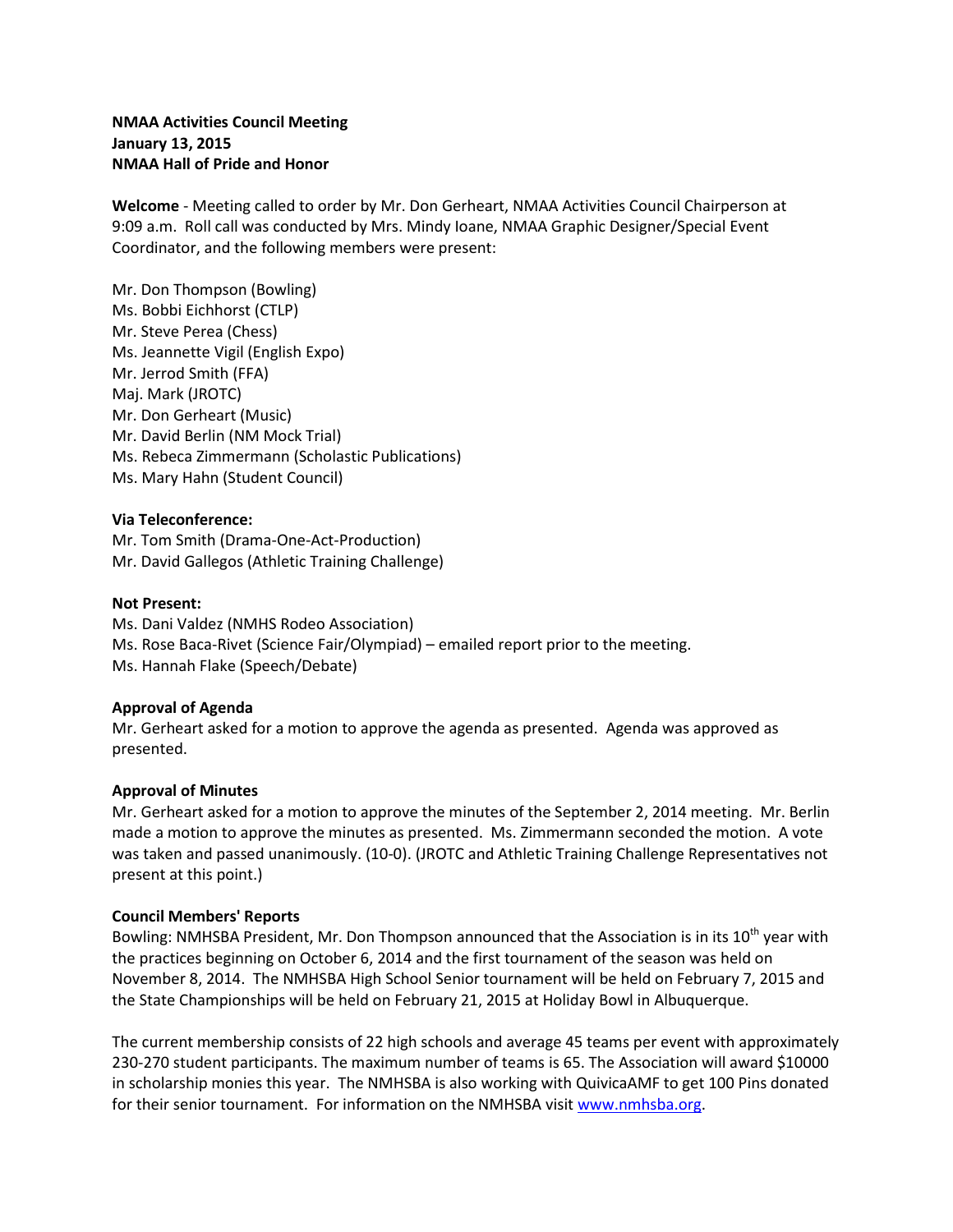**NMAA Activities Council Meeting**
**January 13, 2015**
**NMAA Hall of Pride and Honor**

**Welcome** - Meeting called to order by Mr. Don Gerheart, NMAA Activities Council Chairperson at 9:09 a.m. Roll call was conducted by Mrs. Mindy Ioane, NMAA Graphic Designer/Special Event Coordinator, and the following members were present:

Mr. Don Thompson (Bowling)
Ms. Bobbi Eichhorst (CTLP)
Mr. Steve Perea (Chess)
Ms. Jeannette Vigil (English Expo)
Mr. Jerrod Smith (FFA)
Maj. Mark (JROTC)
Mr. Don Gerheart (Music)
Mr. David Berlin (NM Mock Trial)
Ms. Rebeca Zimmermann (Scholastic Publications)
Ms. Mary Hahn (Student Council)

**Via Teleconference:**
Mr. Tom Smith (Drama-One-Act-Production)
Mr. David Gallegos (Athletic Training Challenge)

**Not Present:**
Ms. Dani Valdez (NMHS Rodeo Association)
Ms. Rose Baca-Rivet (Science Fair/Olympiad) – emailed report prior to the meeting.
Ms. Hannah Flake (Speech/Debate)

**Approval of Agenda**
Mr. Gerheart asked for a motion to approve the agenda as presented. Agenda was approved as presented.

**Approval of Minutes**
Mr. Gerheart asked for a motion to approve the minutes of the September 2, 2014 meeting. Mr. Berlin made a motion to approve the minutes as presented. Ms. Zimmermann seconded the motion. A vote was taken and passed unanimously. (10-0). (JROTC and Athletic Training Challenge Representatives not present at this point.)

**Council Members' Reports**
Bowling: NMHSBA President, Mr. Don Thompson announced that the Association is in its 10th year with the practices beginning on October 6, 2014 and the first tournament of the season was held on November 8, 2014. The NMHSBA High School Senior tournament will be held on February 7, 2015 and the State Championships will be held on February 21, 2015 at Holiday Bowl in Albuquerque.

The current membership consists of 22 high schools and average 45 teams per event with approximately 230-270 student participants. The maximum number of teams is 65. The Association will award $10000 in scholarship monies this year. The NMHSBA is also working with QuivicaAMF to get 100 Pins donated for their senior tournament. For information on the NMHSBA visit www.nmhsba.org.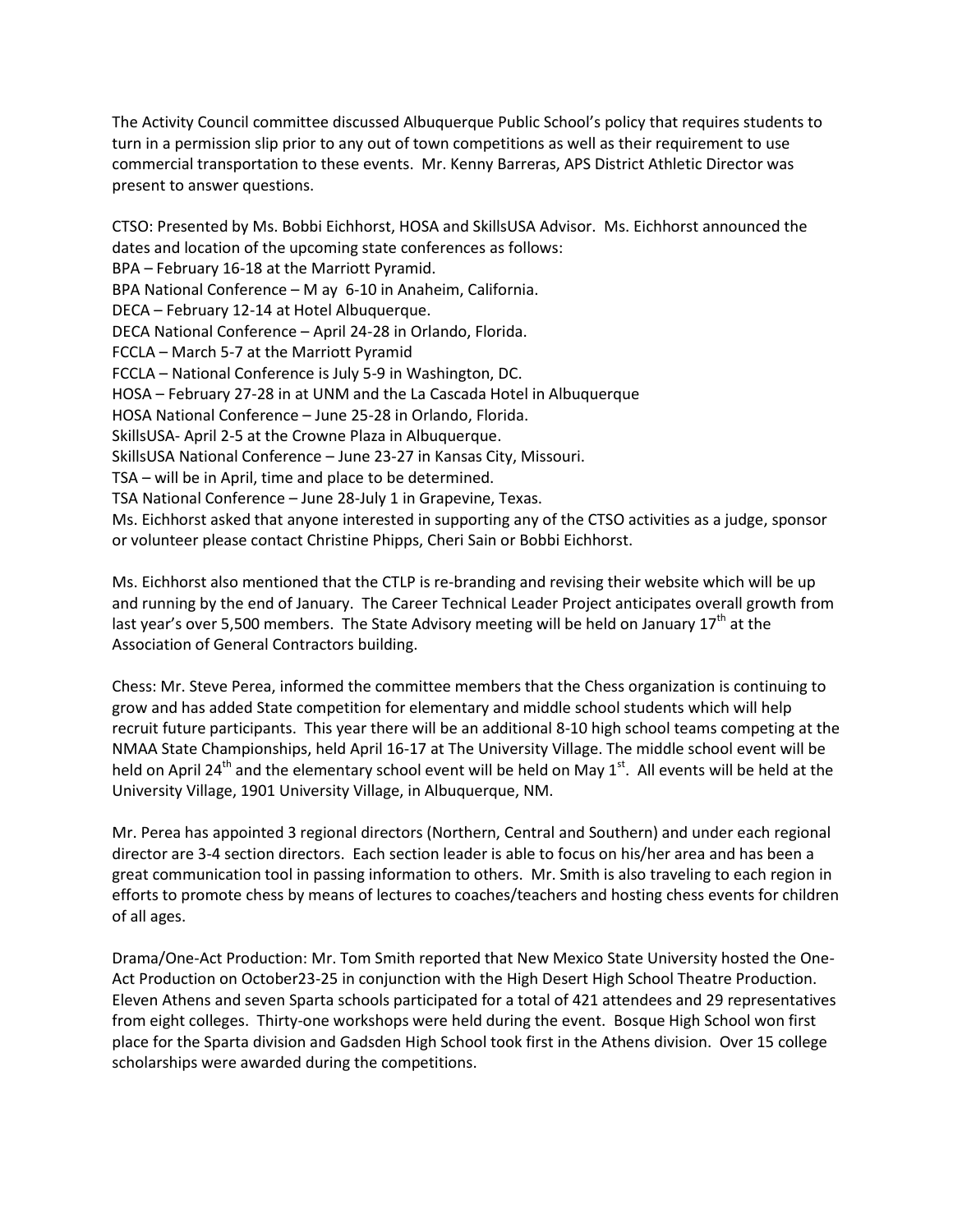The Activity Council committee discussed Albuquerque Public School's policy that requires students to turn in a permission slip prior to any out of town competitions as well as their requirement to use commercial transportation to these events. Mr. Kenny Barreras, APS District Athletic Director was present to answer questions.

CTSO: Presented by Ms. Bobbi Eichhorst, HOSA and SkillsUSA Advisor. Ms. Eichhorst announced the dates and location of the upcoming state conferences as follows:
BPA – February 16-18 at the Marriott Pyramid.
BPA National Conference – M ay 6-10 in Anaheim, California.
DECA – February 12-14 at Hotel Albuquerque.
DECA National Conference – April 24-28 in Orlando, Florida.
FCCLA – March 5-7 at the Marriott Pyramid
FCCLA – National Conference is July 5-9 in Washington, DC.
HOSA – February 27-28 in at UNM and the La Cascada Hotel in Albuquerque
HOSA National Conference – June 25-28 in Orlando, Florida.
SkillsUSA- April 2-5 at the Crowne Plaza in Albuquerque.
SkillsUSA National Conference – June 23-27 in Kansas City, Missouri.
TSA – will be in April, time and place to be determined.
TSA National Conference – June 28-July 1 in Grapevine, Texas.
Ms. Eichhorst asked that anyone interested in supporting any of the CTSO activities as a judge, sponsor or volunteer please contact Christine Phipps, Cheri Sain or Bobbi Eichhorst.

Ms. Eichhorst also mentioned that the CTLP is re-branding and revising their website which will be up and running by the end of January. The Career Technical Leader Project anticipates overall growth from last year's over 5,500 members. The State Advisory meeting will be held on January 17th at the Association of General Contractors building.

Chess: Mr. Steve Perea, informed the committee members that the Chess organization is continuing to grow and has added State competition for elementary and middle school students which will help recruit future participants. This year there will be an additional 8-10 high school teams competing at the NMAA State Championships, held April 16-17 at The University Village. The middle school event will be held on April 24th and the elementary school event will be held on May 1st. All events will be held at the University Village, 1901 University Village, in Albuquerque, NM.

Mr. Perea has appointed 3 regional directors (Northern, Central and Southern) and under each regional director are 3-4 section directors. Each section leader is able to focus on his/her area and has been a great communication tool in passing information to others. Mr. Smith is also traveling to each region in efforts to promote chess by means of lectures to coaches/teachers and hosting chess events for children of all ages.

Drama/One-Act Production: Mr. Tom Smith reported that New Mexico State University hosted the One-Act Production on October23-25 in conjunction with the High Desert High School Theatre Production. Eleven Athens and seven Sparta schools participated for a total of 421 attendees and 29 representatives from eight colleges. Thirty-one workshops were held during the event. Bosque High School won first place for the Sparta division and Gadsden High School took first in the Athens division. Over 15 college scholarships were awarded during the competitions.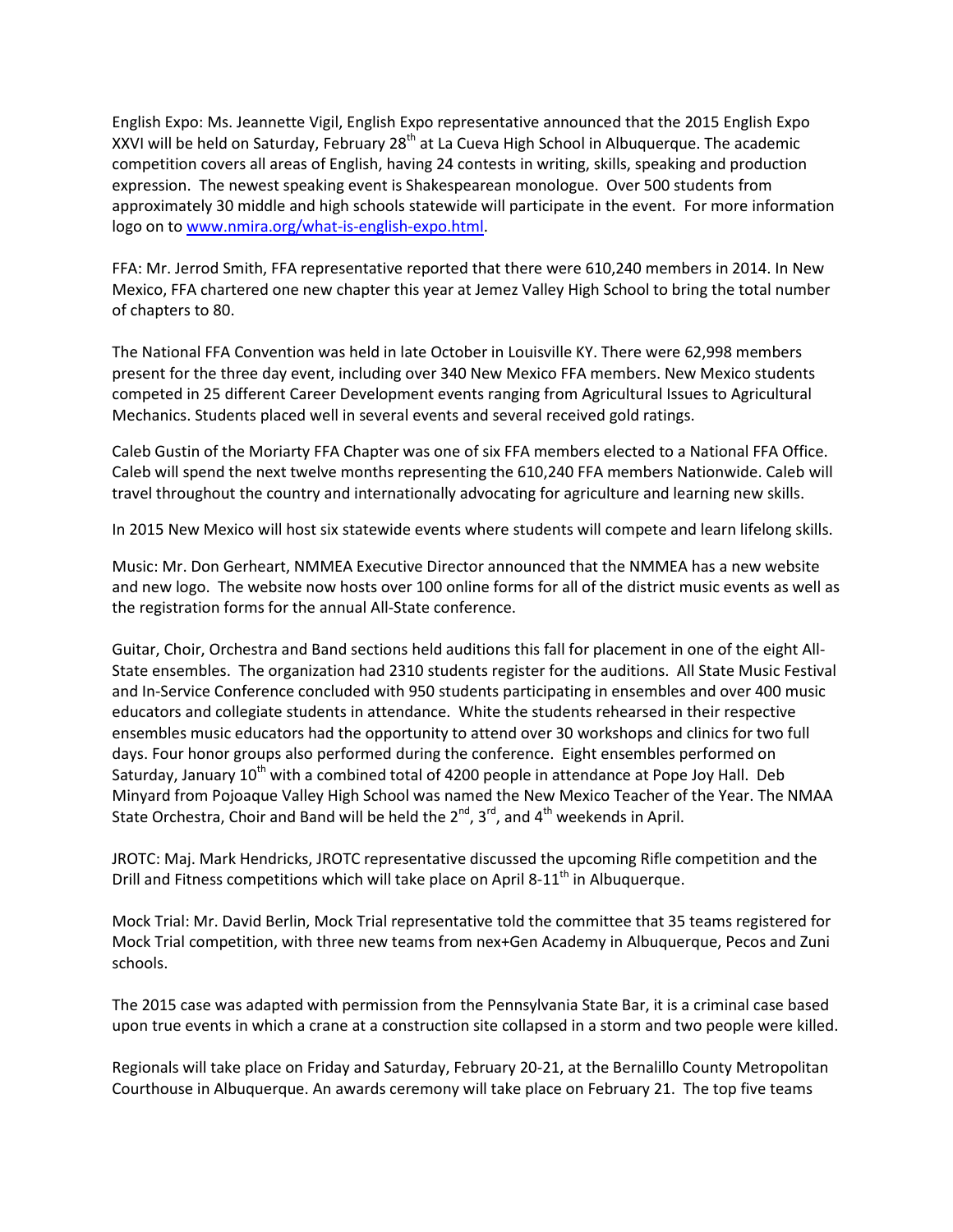English Expo: Ms. Jeannette Vigil, English Expo representative announced that the 2015 English Expo XXVI will be held on Saturday, February 28th at La Cueva High School in Albuquerque. The academic competition covers all areas of English, having 24 contests in writing, skills, speaking and production expression. The newest speaking event is Shakespearean monologue. Over 500 students from approximately 30 middle and high schools statewide will participate in the event. For more information logo on to [www.nmira.org/what-is-english-expo.html](http://www.nmira.org/what-is-english-expo.html).

FFA: Mr. Jerrod Smith, FFA representative reported that there were 610,240 members in 2014. In New Mexico, FFA chartered one new chapter this year at Jemez Valley High School to bring the total number of chapters to 80.

The National FFA Convention was held in late October in Louisville KY. There were 62,998 members present for the three day event, including over 340 New Mexico FFA members. New Mexico students competed in 25 different Career Development events ranging from Agricultural Issues to Agricultural Mechanics. Students placed well in several events and several received gold ratings.

Caleb Gustin of the Moriarty FFA Chapter was one of six FFA members elected to a National FFA Office. Caleb will spend the next twelve months representing the 610,240 FFA members Nationwide. Caleb will travel throughout the country and internationally advocating for agriculture and learning new skills.

In 2015 New Mexico will host six statewide events where students will compete and learn lifelong skills.

Music: Mr. Don Gerheart, NMMEA Executive Director announced that the NMMEA has a new website and new logo. The website now hosts over 100 online forms for all of the district music events as well as the registration forms for the annual All-State conference.

Guitar, Choir, Orchestra and Band sections held auditions this fall for placement in one of the eight All-State ensembles. The organization had 2310 students register for the auditions. All State Music Festival and In-Service Conference concluded with 950 students participating in ensembles and over 400 music educators and collegiate students in attendance. White the students rehearsed in their respective ensembles music educators had the opportunity to attend over 30 workshops and clinics for two full days. Four honor groups also performed during the conference. Eight ensembles performed on Saturday, January 10th with a combined total of 4200 people in attendance at Pope Joy Hall. Deb Minyard from Pojoaque Valley High School was named the New Mexico Teacher of the Year. The NMAA State Orchestra, Choir and Band will be held the 2nd, 3rd, and 4th weekends in April.

JROTC: Maj. Mark Hendricks, JROTC representative discussed the upcoming Rifle competition and the Drill and Fitness competitions which will take place on April 8-11th in Albuquerque.

Mock Trial: Mr. David Berlin, Mock Trial representative told the committee that 35 teams registered for Mock Trial competition, with three new teams from nex+Gen Academy in Albuquerque, Pecos and Zuni schools.

The 2015 case was adapted with permission from the Pennsylvania State Bar, it is a criminal case based upon true events in which a crane at a construction site collapsed in a storm and two people were killed.

Regionals will take place on Friday and Saturday, February 20-21, at the Bernalillo County Metropolitan Courthouse in Albuquerque. An awards ceremony will take place on February 21. The top five teams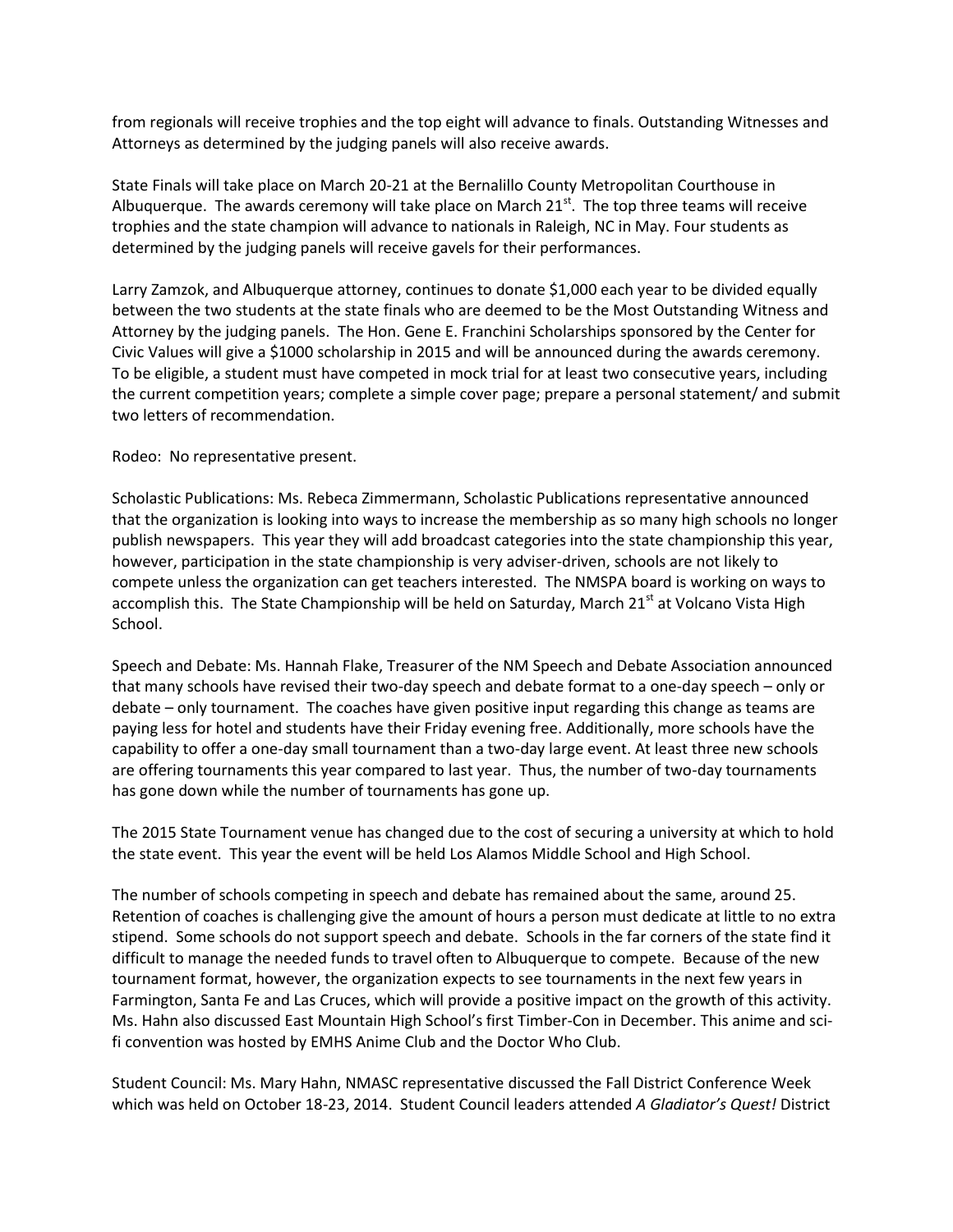from regionals will receive trophies and the top eight will advance to finals. Outstanding Witnesses and Attorneys as determined by the judging panels will also receive awards.

State Finals will take place on March 20-21 at the Bernalillo County Metropolitan Courthouse in Albuquerque. The awards ceremony will take place on March 21st. The top three teams will receive trophies and the state champion will advance to nationals in Raleigh, NC in May. Four students as determined by the judging panels will receive gavels for their performances.

Larry Zamzok, and Albuquerque attorney, continues to donate $1,000 each year to be divided equally between the two students at the state finals who are deemed to be the Most Outstanding Witness and Attorney by the judging panels. The Hon. Gene E. Franchini Scholarships sponsored by the Center for Civic Values will give a $1000 scholarship in 2015 and will be announced during the awards ceremony. To be eligible, a student must have competed in mock trial for at least two consecutive years, including the current competition years; complete a simple cover page; prepare a personal statement/ and submit two letters of recommendation.

Rodeo: No representative present.

Scholastic Publications: Ms. Rebeca Zimmermann, Scholastic Publications representative announced that the organization is looking into ways to increase the membership as so many high schools no longer publish newspapers. This year they will add broadcast categories into the state championship this year, however, participation in the state championship is very adviser-driven, schools are not likely to compete unless the organization can get teachers interested. The NMSPA board is working on ways to accomplish this. The State Championship will be held on Saturday, March 21st at Volcano Vista High School.

Speech and Debate: Ms. Hannah Flake, Treasurer of the NM Speech and Debate Association announced that many schools have revised their two-day speech and debate format to a one-day speech – only or debate – only tournament. The coaches have given positive input regarding this change as teams are paying less for hotel and students have their Friday evening free. Additionally, more schools have the capability to offer a one-day small tournament than a two-day large event. At least three new schools are offering tournaments this year compared to last year. Thus, the number of two-day tournaments has gone down while the number of tournaments has gone up.

The 2015 State Tournament venue has changed due to the cost of securing a university at which to hold the state event. This year the event will be held Los Alamos Middle School and High School.

The number of schools competing in speech and debate has remained about the same, around 25. Retention of coaches is challenging give the amount of hours a person must dedicate at little to no extra stipend. Some schools do not support speech and debate. Schools in the far corners of the state find it difficult to manage the needed funds to travel often to Albuquerque to compete. Because of the new tournament format, however, the organization expects to see tournaments in the next few years in Farmington, Santa Fe and Las Cruces, which will provide a positive impact on the growth of this activity. Ms. Hahn also discussed East Mountain High School's first Timber-Con in December. This anime and sci-fi convention was hosted by EMHS Anime Club and the Doctor Who Club.

Student Council: Ms. Mary Hahn, NMASC representative discussed the Fall District Conference Week which was held on October 18-23, 2014. Student Council leaders attended *A Gladiator's Quest!* District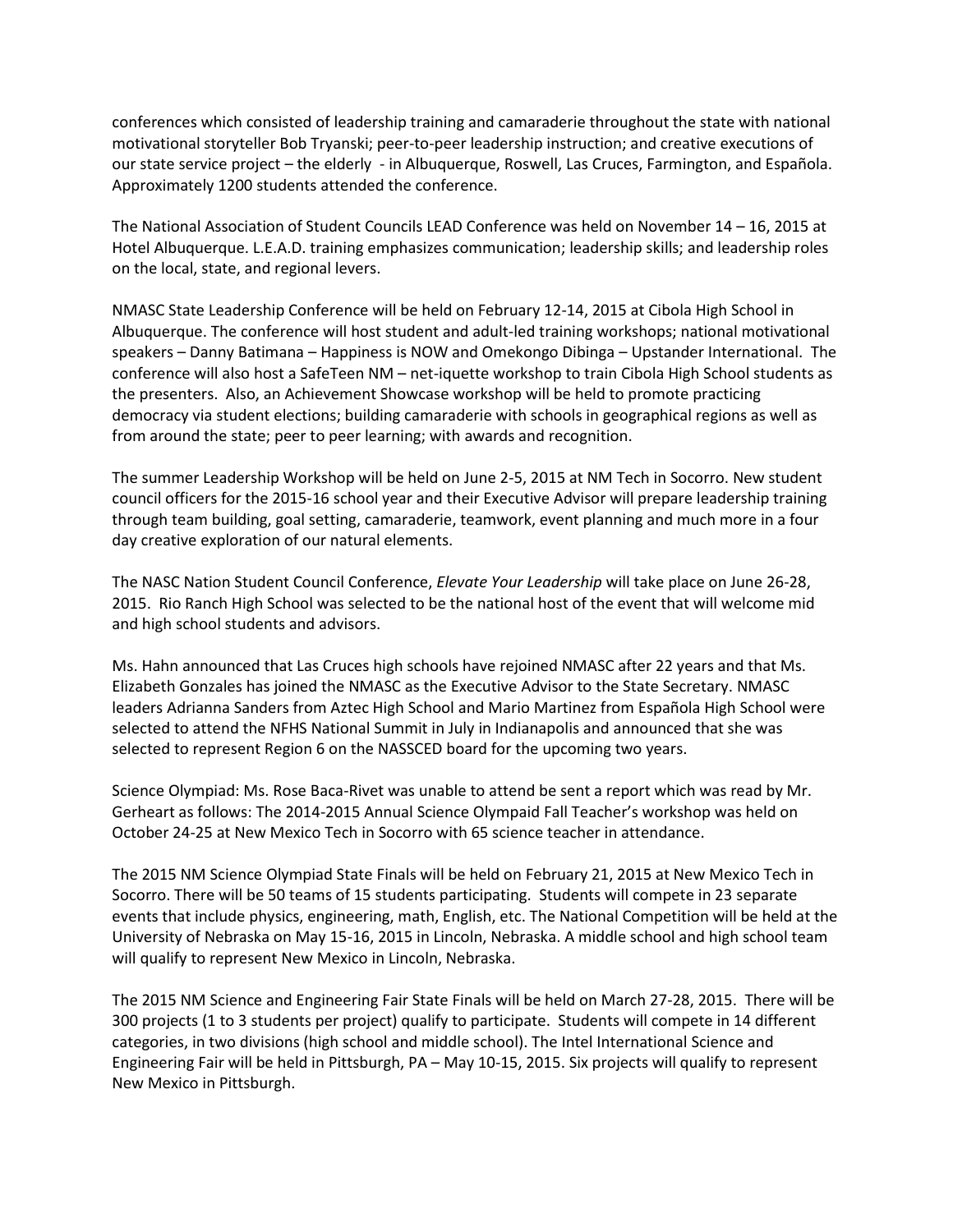conferences which consisted of leadership training and camaraderie throughout the state with national motivational storyteller Bob Tryanski; peer-to-peer leadership instruction; and creative executions of our state service project – the elderly - in Albuquerque, Roswell, Las Cruces, Farmington, and Española. Approximately 1200 students attended the conference.

The National Association of Student Councils LEAD Conference was held on November 14 – 16, 2015 at Hotel Albuquerque. L.E.A.D. training emphasizes communication; leadership skills; and leadership roles on the local, state, and regional levers.

NMASC State Leadership Conference will be held on February 12-14, 2015 at Cibola High School in Albuquerque. The conference will host student and adult-led training workshops; national motivational speakers – Danny Batimana – Happiness is NOW and Omekongo Dibinga – Upstander International. The conference will also host a SafeTeen NM – net-iquette workshop to train Cibola High School students as the presenters. Also, an Achievement Showcase workshop will be held to promote practicing democracy via student elections; building camaraderie with schools in geographical regions as well as from around the state; peer to peer learning; with awards and recognition.

The summer Leadership Workshop will be held on June 2-5, 2015 at NM Tech in Socorro. New student council officers for the 2015-16 school year and their Executive Advisor will prepare leadership training through team building, goal setting, camaraderie, teamwork, event planning and much more in a four day creative exploration of our natural elements.

The NASC Nation Student Council Conference, *Elevate Your Leadership* will take place on June 26-28, 2015. Rio Ranch High School was selected to be the national host of the event that will welcome mid and high school students and advisors.

Ms. Hahn announced that Las Cruces high schools have rejoined NMASC after 22 years and that Ms. Elizabeth Gonzales has joined the NMASC as the Executive Advisor to the State Secretary. NMASC leaders Adrianna Sanders from Aztec High School and Mario Martinez from Española High School were selected to attend the NFHS National Summit in July in Indianapolis and announced that she was selected to represent Region 6 on the NASSCED board for the upcoming two years.

Science Olympiad: Ms. Rose Baca-Rivet was unable to attend be sent a report which was read by Mr. Gerheart as follows: The 2014-2015 Annual Science Olympaid Fall Teacher's workshop was held on October 24-25 at New Mexico Tech in Socorro with 65 science teacher in attendance.

The 2015 NM Science Olympiad State Finals will be held on February 21, 2015 at New Mexico Tech in Socorro. There will be 50 teams of 15 students participating. Students will compete in 23 separate events that include physics, engineering, math, English, etc. The National Competition will be held at the University of Nebraska on May 15-16, 2015 in Lincoln, Nebraska. A middle school and high school team will qualify to represent New Mexico in Lincoln, Nebraska.

The 2015 NM Science and Engineering Fair State Finals will be held on March 27-28, 2015. There will be 300 projects (1 to 3 students per project) qualify to participate. Students will compete in 14 different categories, in two divisions (high school and middle school). The Intel International Science and Engineering Fair will be held in Pittsburgh, PA – May 10-15, 2015. Six projects will qualify to represent New Mexico in Pittsburgh.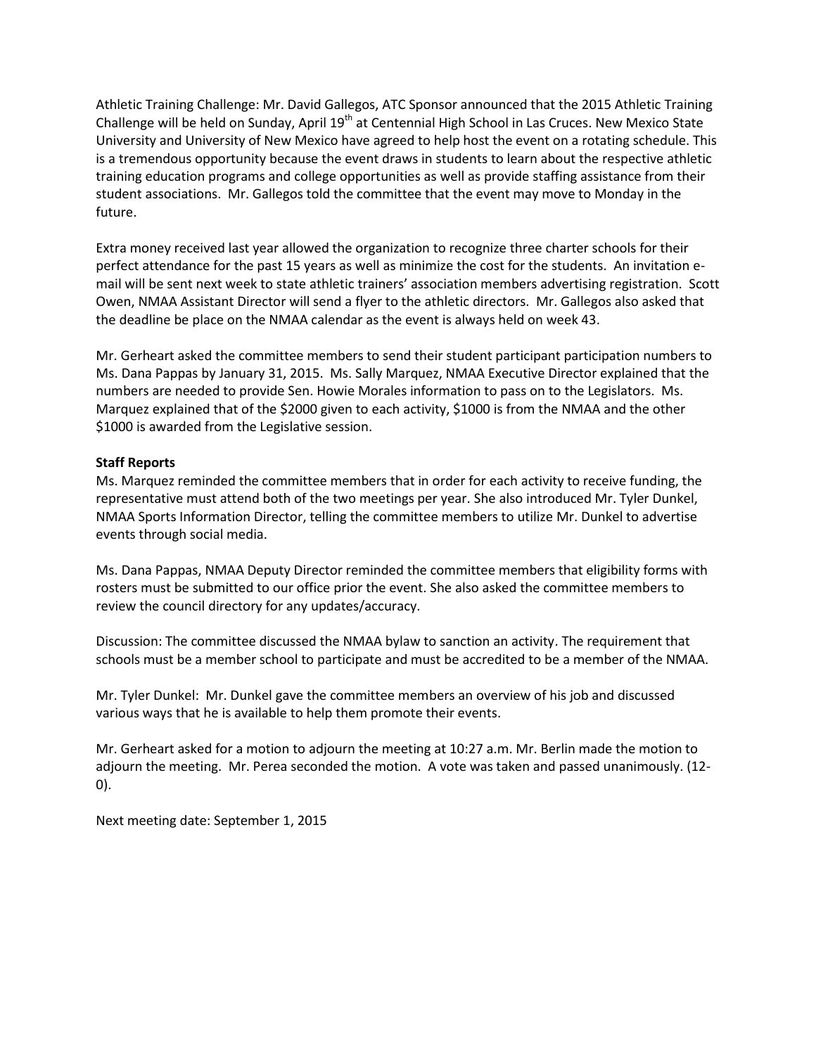Athletic Training Challenge: Mr. David Gallegos, ATC Sponsor announced that the 2015 Athletic Training Challenge will be held on Sunday, April 19th at Centennial High School in Las Cruces. New Mexico State University and University of New Mexico have agreed to help host the event on a rotating schedule. This is a tremendous opportunity because the event draws in students to learn about the respective athletic training education programs and college opportunities as well as provide staffing assistance from their student associations. Mr. Gallegos told the committee that the event may move to Monday in the future.

Extra money received last year allowed the organization to recognize three charter schools for their perfect attendance for the past 15 years as well as minimize the cost for the students. An invitation e-mail will be sent next week to state athletic trainers' association members advertising registration. Scott Owen, NMAA Assistant Director will send a flyer to the athletic directors. Mr. Gallegos also asked that the deadline be place on the NMAA calendar as the event is always held on week 43.

Mr. Gerheart asked the committee members to send their student participant participation numbers to Ms. Dana Pappas by January 31, 2015. Ms. Sally Marquez, NMAA Executive Director explained that the numbers are needed to provide Sen. Howie Morales information to pass on to the Legislators. Ms. Marquez explained that of the $2000 given to each activity, $1000 is from the NMAA and the other $1000 is awarded from the Legislative session.

**Staff Reports**

Ms. Marquez reminded the committee members that in order for each activity to receive funding, the representative must attend both of the two meetings per year. She also introduced Mr. Tyler Dunkel, NMAA Sports Information Director, telling the committee members to utilize Mr. Dunkel to advertise events through social media.

Ms. Dana Pappas, NMAA Deputy Director reminded the committee members that eligibility forms with rosters must be submitted to our office prior the event. She also asked the committee members to review the council directory for any updates/accuracy.

Discussion: The committee discussed the NMAA bylaw to sanction an activity. The requirement that schools must be a member school to participate and must be accredited to be a member of the NMAA.

Mr. Tyler Dunkel: Mr. Dunkel gave the committee members an overview of his job and discussed various ways that he is available to help them promote their events.

Mr. Gerheart asked for a motion to adjourn the meeting at 10:27 a.m. Mr. Berlin made the motion to adjourn the meeting. Mr. Perea seconded the motion. A vote was taken and passed unanimously. (12-0).

Next meeting date: September 1, 2015